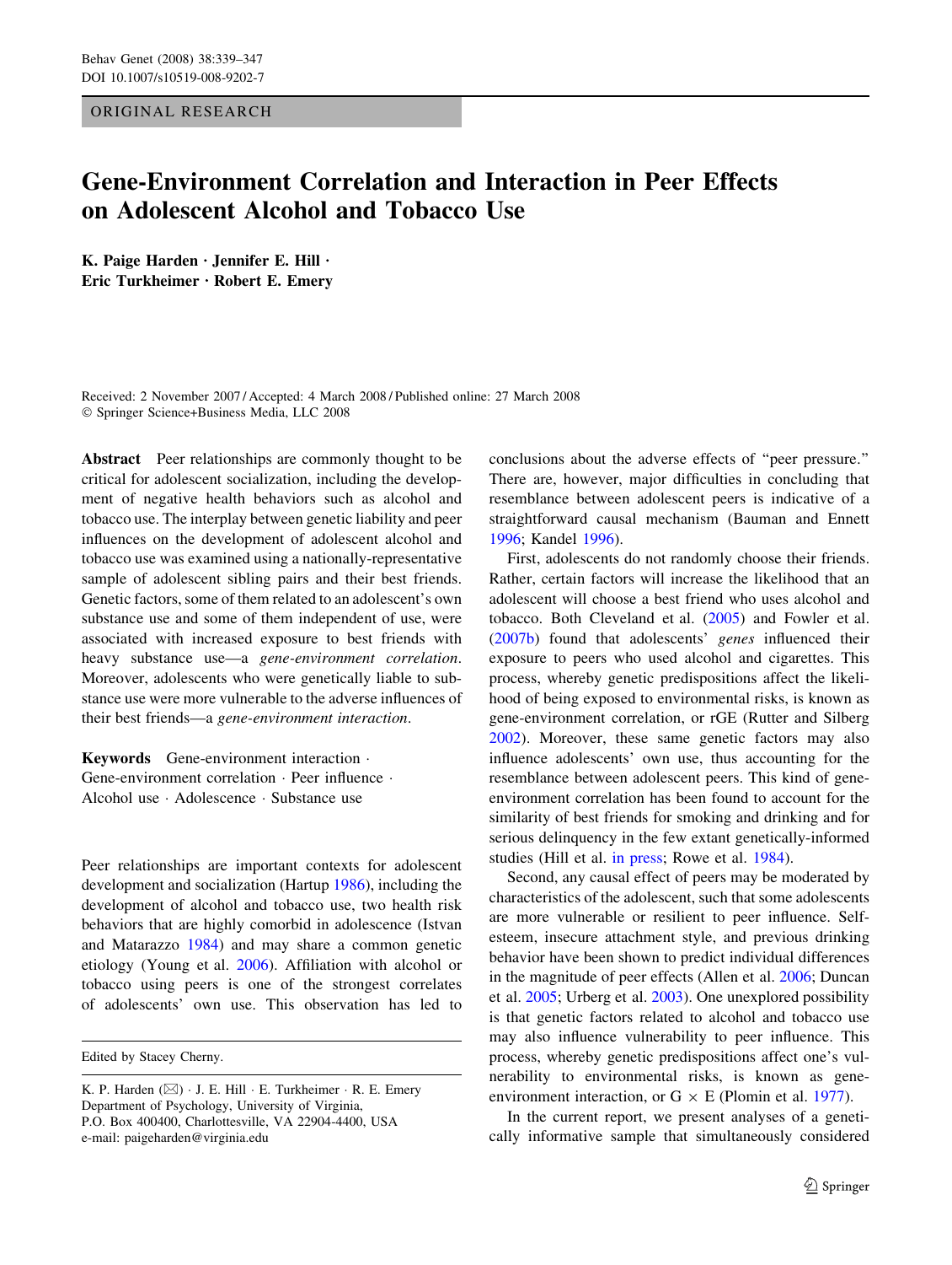ORIGINAL RESEARCH

# Gene-Environment Correlation and Interaction in Peer Effects on Adolescent Alcohol and Tobacco Use

**K. Paige Harden · Jennifer E. Hill · Eric Turkheimer · Robert E. Emery**

Received: 2 November 2007 / Accepted: 4 March 2008 / Published online: 27 March 2008
© Springer Science+Business Media, LLC 2008

**Abstract** Peer relationships are commonly thought to be critical for adolescent socialization, including the development of negative health behaviors such as alcohol and tobacco use. The interplay between genetic liability and peer influences on the development of adolescent alcohol and tobacco use was examined using a nationally-representative sample of adolescent sibling pairs and their best friends. Genetic factors, some of them related to an adolescent's own substance use and some of them independent of use, were associated with increased exposure to best friends with heavy substance use—a *gene-environment correlation*. Moreover, adolescents who were genetically liable to substance use were more vulnerable to the adverse influences of their best friends—a *gene-environment interaction*.

**Keywords** Gene-environment interaction · Gene-environment correlation · Peer influence · Alcohol use · Adolescence · Substance use

Peer relationships are important contexts for adolescent development and socialization (Hartup 1986), including the development of alcohol and tobacco use, two health risk behaviors that are highly comorbid in adolescence (Istvan and Matarazzo 1984) and may share a common genetic etiology (Young et al. 2006). Affiliation with alcohol or tobacco using peers is one of the strongest correlates of adolescents' own use. This observation has led to conclusions about the adverse effects of "peer pressure." There are, however, major difficulties in concluding that resemblance between adolescent peers is indicative of a straightforward causal mechanism (Bauman and Ennett 1996; Kandel 1996).

First, adolescents do not randomly choose their friends. Rather, certain factors will increase the likelihood that an adolescent will choose a best friend who uses alcohol and tobacco. Both Cleveland et al. (2005) and Fowler et al. (2007b) found that adolescents' *genes* influenced their exposure to peers who used alcohol and cigarettes. This process, whereby genetic predispositions affect the likelihood of being exposed to environmental risks, is known as gene-environment correlation, or rGE (Rutter and Silberg 2002). Moreover, these same genetic factors may also influence adolescents' own use, thus accounting for the resemblance between adolescent peers. This kind of gene-environment correlation has been found to account for the similarity of best friends for smoking and drinking and for serious delinquency in the few extant genetically-informed studies (Hill et al. in press; Rowe et al. 1984).

Second, any causal effect of peers may be moderated by characteristics of the adolescent, such that some adolescents are more vulnerable or resilient to peer influence. Self-esteem, insecure attachment style, and previous drinking behavior have been shown to predict individual differences in the magnitude of peer effects (Allen et al. 2006; Duncan et al. 2005; Urberg et al. 2003). One unexplored possibility is that genetic factors related to alcohol and tobacco use may also influence vulnerability to peer influence. This process, whereby genetic predispositions affect one's vulnerability to environmental risks, is known as gene-environment interaction, or G × E (Plomin et al. 1977).

In the current report, we present analyses of a genetically informative sample that simultaneously considered

---

Edited by Stacey Cherny.

K. P. Harden (✉) · J. E. Hill · E. Turkheimer · R. E. Emery
Department of Psychology, University of Virginia,
P.O. Box 400400, Charlottesville, VA 22904-4400, USA
e-mail: paigeharden@virginia.edu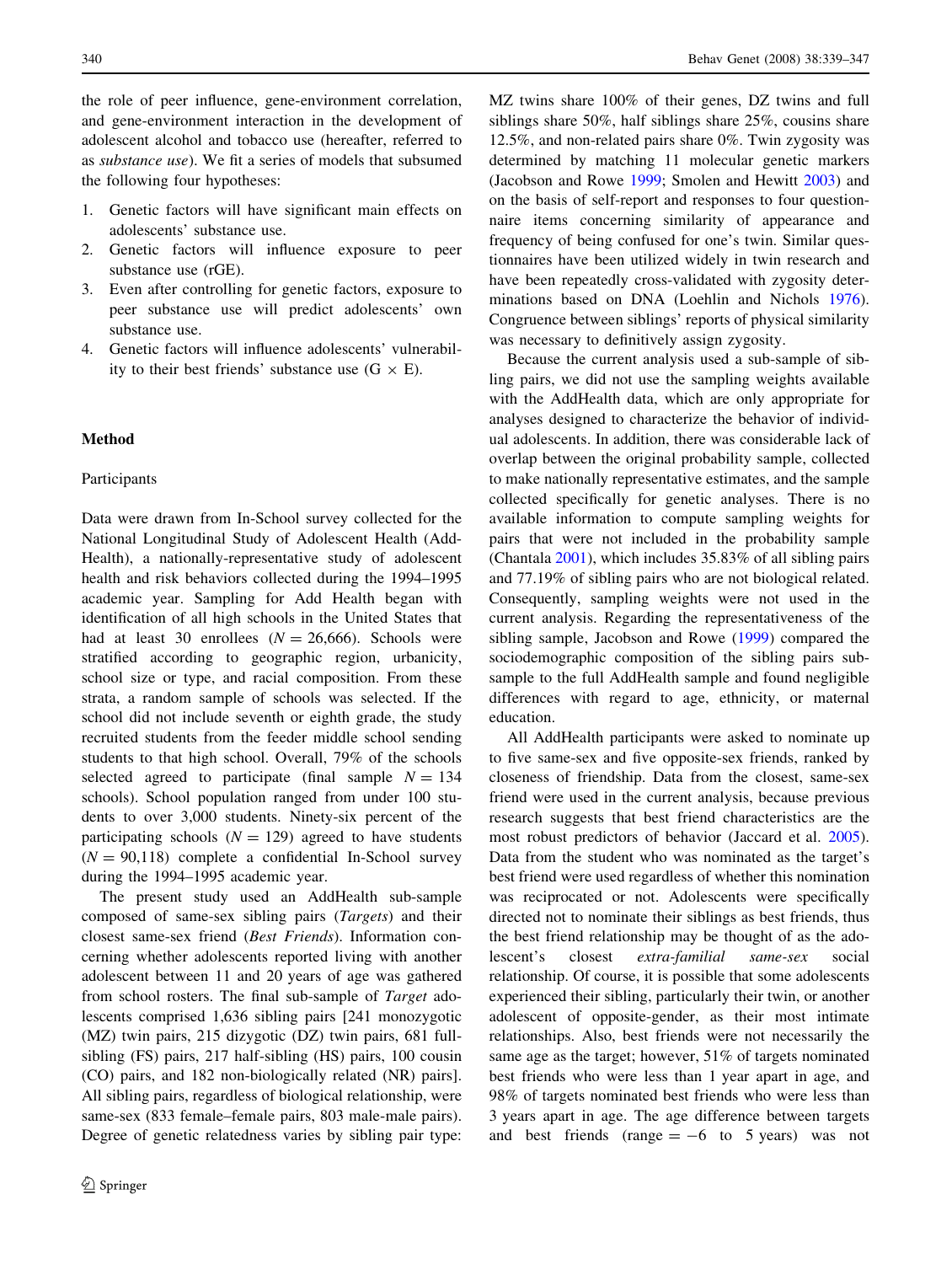the role of peer influence, gene-environment correlation, and gene-environment interaction in the development of adolescent alcohol and tobacco use (hereafter, referred to as *substance use*). We fit a series of models that subsumed the following four hypotheses:

1. Genetic factors will have significant main effects on adolescents' substance use.
2. Genetic factors will influence exposure to peer substance use (rGE).
3. Even after controlling for genetic factors, exposure to peer substance use will predict adolescents' own substance use.
4. Genetic factors will influence adolescents' vulnerability to their best friends' substance use (G × E).

## Method

### Participants

Data were drawn from In-School survey collected for the National Longitudinal Study of Adolescent Health (AddHealth), a nationally-representative study of adolescent health and risk behaviors collected during the 1994–1995 academic year. Sampling for Add Health began with identification of all high schools in the United States that had at least 30 enrollees ($N = 26{,}666$). Schools were stratified according to geographic region, urbanicity, school size or type, and racial composition. From these strata, a random sample of schools was selected. If the school did not include seventh or eighth grade, the study recruited students from the feeder middle school sending students to that high school. Overall, 79% of the schools selected agreed to participate (final sample $N = 134$ schools). School population ranged from under 100 students to over 3,000 students. Ninety-six percent of the participating schools ($N = 129$) agreed to have students ($N = 90{,}118$) complete a confidential In-School survey during the 1994–1995 academic year.

The present study used an AddHealth sub-sample composed of same-sex sibling pairs (*Targets*) and their closest same-sex friend (*Best Friends*). Information concerning whether adolescents reported living with another adolescent between 11 and 20 years of age was gathered from school rosters. The final sub-sample of *Target* adolescents comprised 1,636 sibling pairs [241 monozygotic (MZ) twin pairs, 215 dizygotic (DZ) twin pairs, 681 full-sibling (FS) pairs, 217 half-sibling (HS) pairs, 100 cousin (CO) pairs, and 182 non-biologically related (NR) pairs]. All sibling pairs, regardless of biological relationship, were same-sex (833 female–female pairs, 803 male-male pairs). Degree of genetic relatedness varies by sibling pair type: MZ twins share 100% of their genes, DZ twins and full siblings share 50%, half siblings share 25%, cousins share 12.5%, and non-related pairs share 0%. Twin zygosity was determined by matching 11 molecular genetic markers (Jacobson and Rowe 1999; Smolen and Hewitt 2003) and on the basis of self-report and responses to four questionnaire items concerning similarity of appearance and frequency of being confused for one's twin. Similar questionnaires have been utilized widely in twin research and have been repeatedly cross-validated with zygosity determinations based on DNA (Loehlin and Nichols 1976). Congruence between siblings' reports of physical similarity was necessary to definitively assign zygosity.

Because the current analysis used a sub-sample of sibling pairs, we did not use the sampling weights available with the AddHealth data, which are only appropriate for analyses designed to characterize the behavior of individual adolescents. In addition, there was considerable lack of overlap between the original probability sample, collected to make nationally representative estimates, and the sample collected specifically for genetic analyses. There is no available information to compute sampling weights for pairs that were not included in the probability sample (Chantala 2001), which includes 35.83% of all sibling pairs and 77.19% of sibling pairs who are not biological related. Consequently, sampling weights were not used in the current analysis. Regarding the representativeness of the sibling sample, Jacobson and Rowe (1999) compared the sociodemographic composition of the sibling pairs subsample to the full AddHealth sample and found negligible differences with regard to age, ethnicity, or maternal education.

All AddHealth participants were asked to nominate up to five same-sex and five opposite-sex friends, ranked by closeness of friendship. Data from the closest, same-sex friend were used in the current analysis, because previous research suggests that best friend characteristics are the most robust predictors of behavior (Jaccard et al. 2005). Data from the student who was nominated as the target's best friend were used regardless of whether this nomination was reciprocated or not. Adolescents were specifically directed not to nominate their siblings as best friends, thus the best friend relationship may be thought of as the adolescent's closest *extra-familial same-sex* social relationship. Of course, it is possible that some adolescents experienced their sibling, particularly their twin, or another adolescent of opposite-gender, as their most intimate relationships. Also, best friends were not necessarily the same age as the target; however, 51% of targets nominated best friends who were less than 1 year apart in age, and 98% of targets nominated best friends who were less than 3 years apart in age. The age difference between targets and best friends (range $= -6$ to 5 years) was not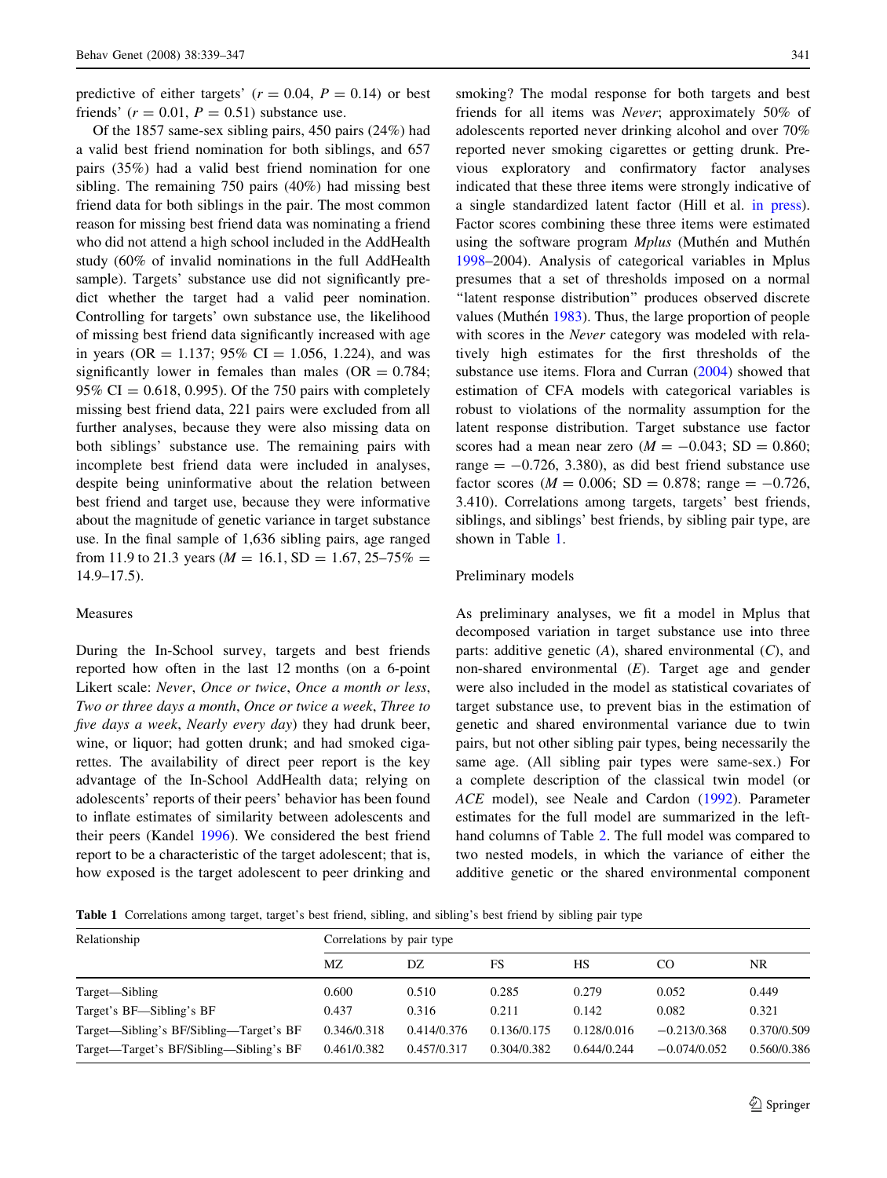predictive of either targets' ($r = 0.04$, $P = 0.14$) or best friends' ($r = 0.01$, $P = 0.51$) substance use.

Of the 1857 same-sex sibling pairs, 450 pairs (24%) had a valid best friend nomination for both siblings, and 657 pairs (35%) had a valid best friend nomination for one sibling. The remaining 750 pairs (40%) had missing best friend data for both siblings in the pair. The most common reason for missing best friend data was nominating a friend who did not attend a high school included in the AddHealth study (60% of invalid nominations in the full AddHealth sample). Targets' substance use did not significantly predict whether the target had a valid peer nomination. Controlling for targets' own substance use, the likelihood of missing best friend data significantly increased with age in years (OR = 1.137; 95% CI = 1.056, 1.224), and was significantly lower in females than males (OR = 0.784; 95% CI = 0.618, 0.995). Of the 750 pairs with completely missing best friend data, 221 pairs were excluded from all further analyses, because they were also missing data on both siblings' substance use. The remaining pairs with incomplete best friend data were included in analyses, despite being uninformative about the relation between best friend and target use, because they were informative about the magnitude of genetic variance in target substance use. In the final sample of 1,636 sibling pairs, age ranged from 11.9 to 21.3 years ($M = 16.1$, SD = 1.67, 25–75% = 14.9–17.5).

## Measures

During the In-School survey, targets and best friends reported how often in the last 12 months (on a 6-point Likert scale: *Never*, *Once or twice*, *Once a month or less*, *Two or three days a month*, *Once or twice a week*, *Three to five days a week*, *Nearly every day*) they had drunk beer, wine, or liquor; had gotten drunk; and had smoked cigarettes. The availability of direct peer report is the key advantage of the In-School AddHealth data; relying on adolescents' reports of their peers' behavior has been found to inflate estimates of similarity between adolescents and their peers (Kandel 1996). We considered the best friend report to be a characteristic of the target adolescent; that is, how exposed is the target adolescent to peer drinking and smoking? The modal response for both targets and best friends for all items was *Never*; approximately 50% of adolescents reported never drinking alcohol and over 70% reported never smoking cigarettes or getting drunk. Previous exploratory and confirmatory factor analyses indicated that these three items were strongly indicative of a single standardized latent factor (Hill et al. in press). Factor scores combining these three items were estimated using the software program *Mplus* (Muthén and Muthén 1998–2004). Analysis of categorical variables in Mplus presumes that a set of thresholds imposed on a normal "latent response distribution" produces observed discrete values (Muthén 1983). Thus, the large proportion of people with scores in the *Never* category was modeled with relatively high estimates for the first thresholds of the substance use items. Flora and Curran (2004) showed that estimation of CFA models with categorical variables is robust to violations of the normality assumption for the latent response distribution. Target substance use factor scores had a mean near zero ($M = -0.043$; SD = 0.860; range = −0.726, 3.380), as did best friend substance use factor scores ($M = 0.006$; SD = 0.878; range = −0.726, 3.410). Correlations among targets, targets' best friends, siblings, and siblings' best friends, by sibling pair type, are shown in Table 1.

## Preliminary models

As preliminary analyses, we fit a model in Mplus that decomposed variation in target substance use into three parts: additive genetic ($A$), shared environmental ($C$), and non-shared environmental ($E$). Target age and gender were also included in the model as statistical covariates of target substance use, to prevent bias in the estimation of genetic and shared environmental variance due to twin pairs, but not other sibling pair types, being necessarily the same age. (All sibling pair types were same-sex.) For a complete description of the classical twin model (or *ACE* model), see Neale and Cardon (1992). Parameter estimates for the full model are summarized in the left-hand columns of Table 2. The full model was compared to two nested models, in which the variance of either the additive genetic or the shared environmental component

**Table 1** Correlations among target, target's best friend, sibling, and sibling's best friend by sibling pair type

| Relationship | Correlations by pair type | | | | | |
|---|---|---|---|---|---|---|
| | MZ | DZ | FS | HS | CO | NR |
| Target—Sibling | 0.600 | 0.510 | 0.285 | 0.279 | 0.052 | 0.449 |
| Target's BF—Sibling's BF | 0.437 | 0.316 | 0.211 | 0.142 | 0.082 | 0.321 |
| Target—Sibling's BF/Sibling—Target's BF | 0.346/0.318 | 0.414/0.376 | 0.136/0.175 | 0.128/0.016 | −0.213/0.368 | 0.370/0.509 |
| Target—Target's BF/Sibling—Sibling's BF | 0.461/0.382 | 0.457/0.317 | 0.304/0.382 | 0.644/0.244 | −0.074/0.052 | 0.560/0.386 |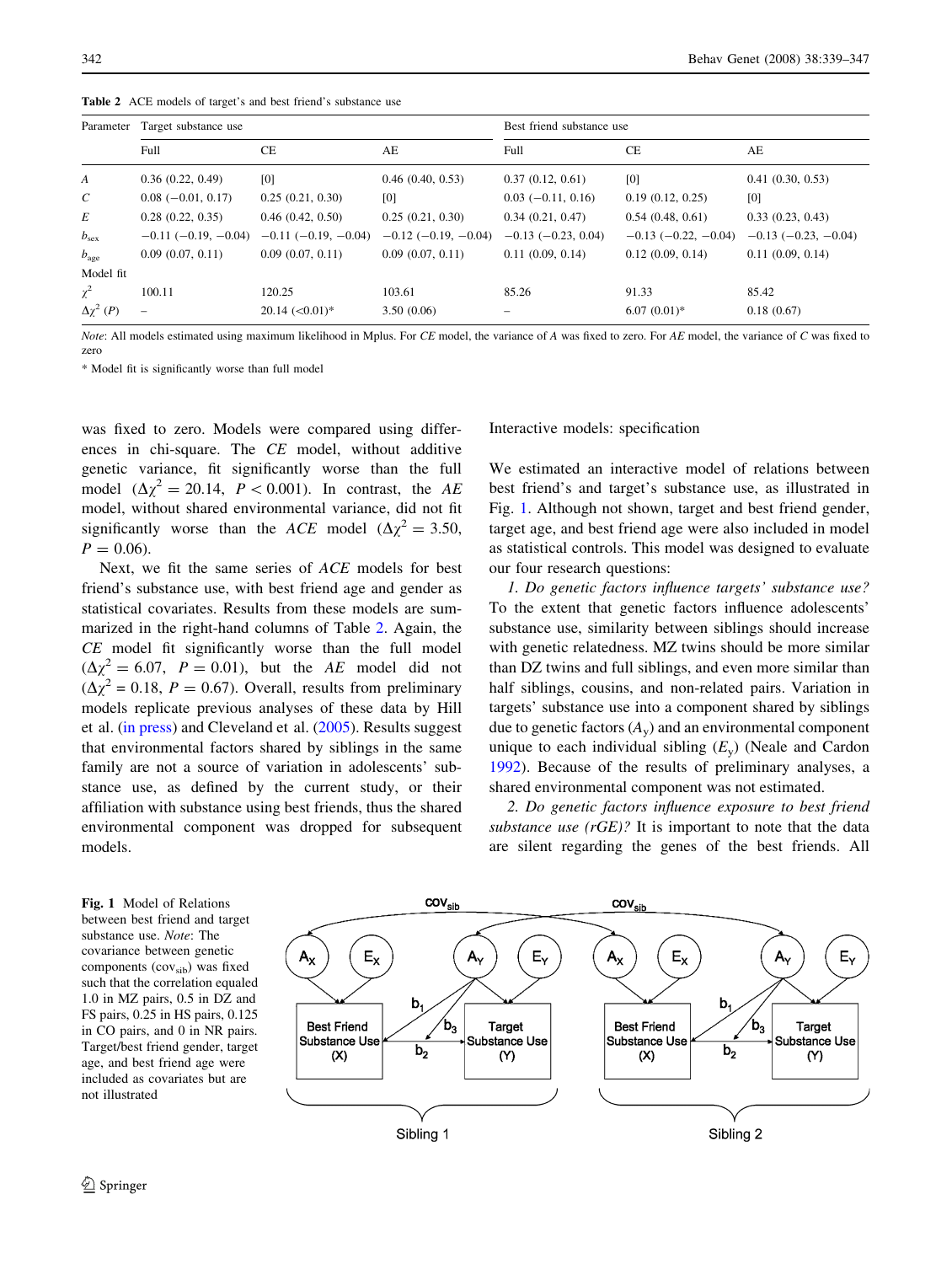**Table 2** ACE models of target's and best friend's substance use

| Parameter | Target substance use | | | Best friend substance use | | |
|---|---|---|---|---|---|---|
| | Full | CE | AE | Full | CE | AE |
| $A$ | 0.36 (0.22, 0.49) | [0] | 0.46 (0.40, 0.53) | 0.37 (0.12, 0.61) | [0] | 0.41 (0.30, 0.53) |
| $C$ | 0.08 (−0.01, 0.17) | 0.25 (0.21, 0.30) | [0] | 0.03 (−0.11, 0.16) | 0.19 (0.12, 0.25) | [0] |
| $E$ | 0.28 (0.22, 0.35) | 0.46 (0.42, 0.50) | 0.25 (0.21, 0.30) | 0.34 (0.21, 0.47) | 0.54 (0.48, 0.61) | 0.33 (0.23, 0.43) |
| $b_{sex}$ | −0.11 (−0.19, −0.04) | −0.11 (−0.19, −0.04) | −0.12 (−0.19, −0.04) | −0.13 (−0.23, 0.04) | −0.13 (−0.22, −0.04) | −0.13 (−0.23, −0.04) |
| $b_{age}$ | 0.09 (0.07, 0.11) | 0.09 (0.07, 0.11) | 0.09 (0.07, 0.11) | 0.11 (0.09, 0.14) | 0.12 (0.09, 0.14) | 0.11 (0.09, 0.14) |
| Model fit | | | | | | |
| $\chi^2$ | 100.11 | 120.25 | 103.61 | 85.26 | 91.33 | 85.42 |
| $\Delta\chi^2$ ($P$) | – | 20.14 (<0.01)* | 3.50 (0.06) | – | 6.07 (0.01)* | 0.18 (0.67) |

*Note*: All models estimated using maximum likelihood in Mplus. For *CE* model, the variance of *A* was fixed to zero. For *AE* model, the variance of *C* was fixed to zero

* Model fit is significantly worse than full model

was fixed to zero. Models were compared using differences in chi-square. The *CE* model, without additive genetic variance, fit significantly worse than the full model ($\Delta\chi^2 = 20.14$, $P < 0.001$). In contrast, the *AE* model, without shared environmental variance, did not fit significantly worse than the *ACE* model ($\Delta\chi^2 = 3.50$, $P = 0.06$).

Next, we fit the same series of *ACE* models for best friend's substance use, with best friend age and gender as statistical covariates. Results from these models are summarized in the right-hand columns of Table 2. Again, the *CE* model fit significantly worse than the full model ($\Delta\chi^2 = 6.07$, $P = 0.01$), but the *AE* model did not ($\Delta\chi^2 = 0.18$, $P = 0.67$). Overall, results from preliminary models replicate previous analyses of these data by Hill et al. (in press) and Cleveland et al. (2005). Results suggest that environmental factors shared by siblings in the same family are not a source of variation in adolescents' substance use, as defined by the current study, or their affiliation with substance using best friends, thus the shared environmental component was dropped for subsequent models.

## Interactive models: specification

We estimated an interactive model of relations between best friend's and target's substance use, as illustrated in Fig. 1. Although not shown, target and best friend gender, target age, and best friend age were also included in model as statistical controls. This model was designed to evaluate our four research questions:

*1. Do genetic factors influence targets' substance use?* To the extent that genetic factors influence adolescents' substance use, similarity between siblings should increase with genetic relatedness. MZ twins should be more similar than DZ twins and full siblings, and even more similar than half siblings, cousins, and non-related pairs. Variation in targets' substance use into a component shared by siblings due to genetic factors ($A_y$) and an environmental component unique to each individual sibling ($E_y$) (Neale and Cardon 1992). Because of the results of preliminary analyses, a shared environmental component was not estimated.

*2. Do genetic factors influence exposure to best friend substance use (rGE)?* It is important to note that the data are silent regarding the genes of the best friends. All

**Fig. 1** Model of Relations between best friend and target substance use. *Note*: The covariance between genetic components ($cov_{sib}$) was fixed such that the correlation equaled 1.0 in MZ pairs, 0.5 in DZ and FS pairs, 0.25 in HS pairs, 0.125 in CO pairs, and 0 in NR pairs. Target/best friend gender, target age, and best friend age were included as covariates but are not illustrated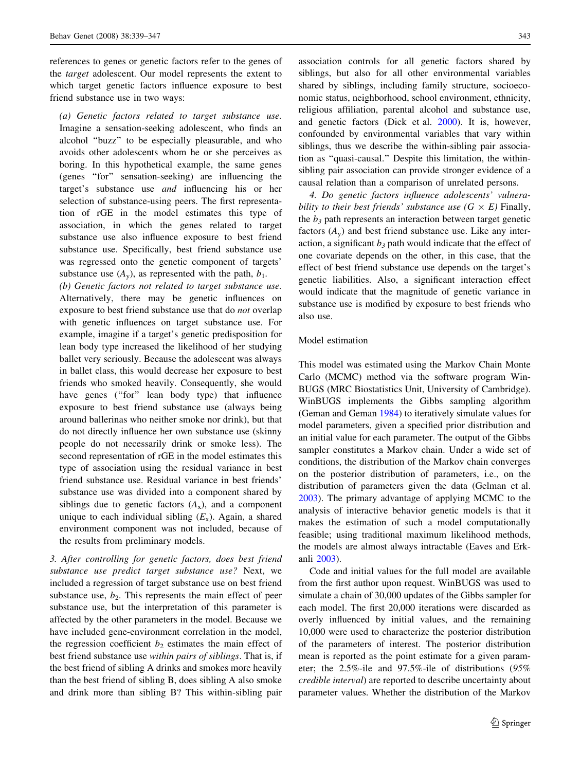references to genes or genetic factors refer to the genes of the *target* adolescent. Our model represents the extent to which target genetic factors influence exposure to best friend substance use in two ways:

*(a) Genetic factors related to target substance use.* Imagine a sensation-seeking adolescent, who finds an alcohol "buzz" to be especially pleasurable, and who avoids other adolescents whom he or she perceives as boring. In this hypothetical example, the same genes (genes "for" sensation-seeking) are influencing the target's substance use *and* influencing his or her selection of substance-using peers. The first representation of rGE in the model estimates this type of association, in which the genes related to target substance use also influence exposure to best friend substance use. Specifically, best friend substance use was regressed onto the genetic component of targets' substance use ($A_y$), as represented with the path, $b_1$.

*(b) Genetic factors not related to target substance use.* Alternatively, there may be genetic influences on exposure to best friend substance use that do *not* overlap with genetic influences on target substance use. For example, imagine if a target's genetic predisposition for lean body type increased the likelihood of her studying ballet very seriously. Because the adolescent was always in ballet class, this would decrease her exposure to best friends who smoked heavily. Consequently, she would have genes ("for" lean body type) that influence exposure to best friend substance use (always being around ballerinas who neither smoke nor drink), but that do not directly influence her own substance use (skinny people do not necessarily drink or smoke less). The second representation of rGE in the model estimates this type of association using the residual variance in best friend substance use. Residual variance in best friends' substance use was divided into a component shared by siblings due to genetic factors ($A_x$), and a component unique to each individual sibling ($E_x$). Again, a shared environment component was not included, because of the results from preliminary models.

*3. After controlling for genetic factors, does best friend substance use predict target substance use?* Next, we included a regression of target substance use on best friend substance use, $b_2$. This represents the main effect of peer substance use, but the interpretation of this parameter is affected by the other parameters in the model. Because we have included gene-environment correlation in the model, the regression coefficient $b_2$ estimates the main effect of best friend substance use *within pairs of siblings*. That is, if the best friend of sibling A drinks and smokes more heavily than the best friend of sibling B, does sibling A also smoke and drink more than sibling B? This within-sibling pair association controls for all genetic factors shared by siblings, but also for all other environmental variables shared by siblings, including family structure, socioeconomic status, neighborhood, school environment, ethnicity, religious affiliation, parental alcohol and substance use, and genetic factors (Dick et al. 2000). It is, however, confounded by environmental variables that vary within siblings, thus we describe the within-sibling pair association as "quasi-causal." Despite this limitation, the within-sibling pair association can provide stronger evidence of a causal relation than a comparison of unrelated persons.

*4. Do genetic factors influence adolescents' vulnerability to their best friends' substance use ($G \times E$)* Finally, the $b_3$ path represents an interaction between target genetic factors ($A_y$) and best friend substance use. Like any interaction, a significant $b_3$ path would indicate that the effect of one covariate depends on the other, in this case, that the effect of best friend substance use depends on the target's genetic liabilities. Also, a significant interaction effect would indicate that the magnitude of genetic variance in substance use is modified by exposure to best friends who also use.

### Model estimation

This model was estimated using the Markov Chain Monte Carlo (MCMC) method via the software program WinBUGS (MRC Biostatistics Unit, University of Cambridge). WinBUGS implements the Gibbs sampling algorithm (Geman and Geman 1984) to iteratively simulate values for model parameters, given a specified prior distribution and an initial value for each parameter. The output of the Gibbs sampler constitutes a Markov chain. Under a wide set of conditions, the distribution of the Markov chain converges on the posterior distribution of parameters, i.e., on the distribution of parameters given the data (Gelman et al. 2003). The primary advantage of applying MCMC to the analysis of interactive behavior genetic models is that it makes the estimation of such a model computationally feasible; using traditional maximum likelihood methods, the models are almost always intractable (Eaves and Erkanli 2003).

Code and initial values for the full model are available from the first author upon request. WinBUGS was used to simulate a chain of 30,000 updates of the Gibbs sampler for each model. The first 20,000 iterations were discarded as overly influenced by initial values, and the remaining 10,000 were used to characterize the posterior distribution of the parameters of interest. The posterior distribution mean is reported as the point estimate for a given parameter; the 2.5%-ile and 97.5%-ile of distributions (*95% credible interval*) are reported to describe uncertainty about parameter values. Whether the distribution of the Markov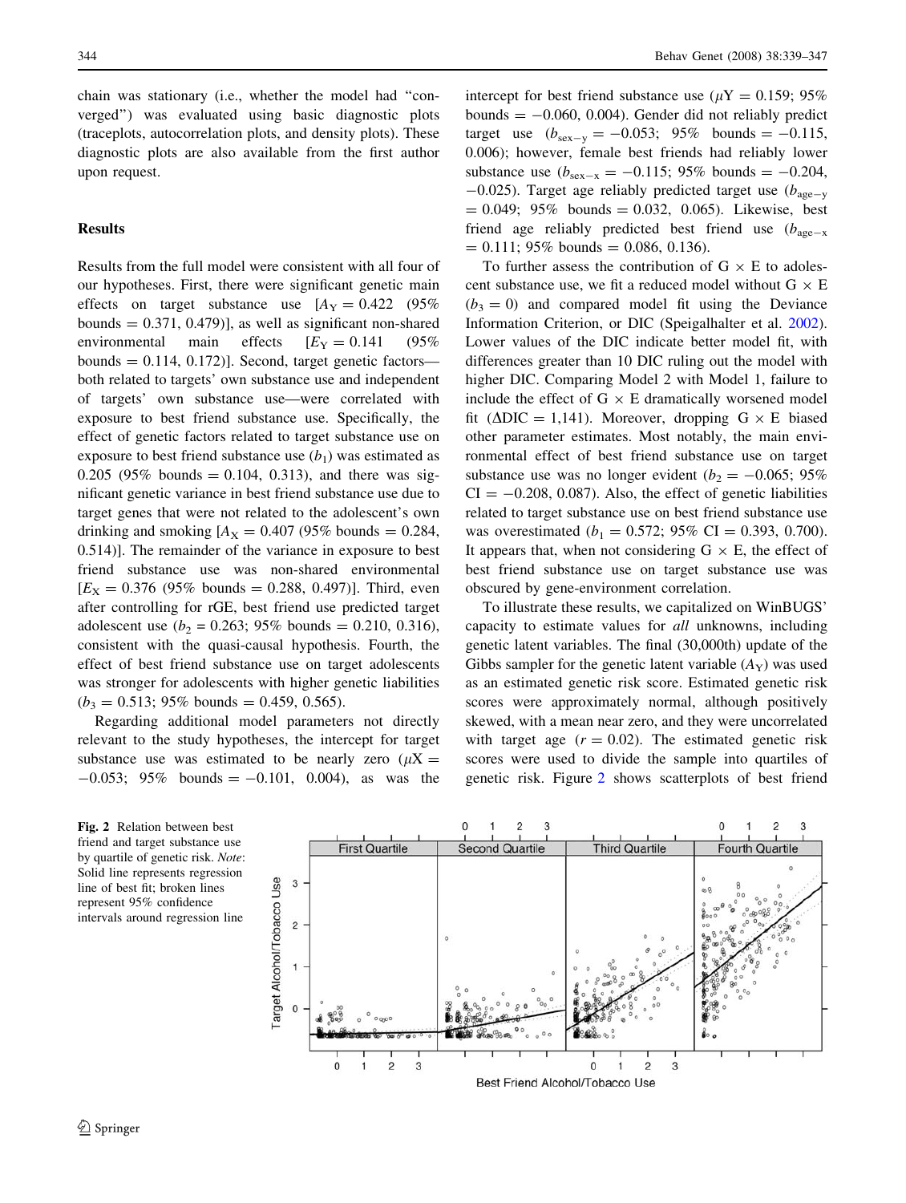chain was stationary (i.e., whether the model had "converged") was evaluated using basic diagnostic plots (traceplots, autocorrelation plots, and density plots). These diagnostic plots are also available from the first author upon request.

## Results

Results from the full model were consistent with all four of our hypotheses. First, there were significant genetic main effects on target substance use [$A_Y = 0.422$ (95% bounds = 0.371, 0.479)], as well as significant non-shared environmental main effects [$E_Y = 0.141$ (95% bounds = 0.114, 0.172)]. Second, target genetic factors—both related to targets' own substance use and independent of targets' own substance use—were correlated with exposure to best friend substance use. Specifically, the effect of genetic factors related to target substance use on exposure to best friend substance use ($b_1$) was estimated as 0.205 (95% bounds = 0.104, 0.313), and there was significant genetic variance in best friend substance use due to target genes that were not related to the adolescent's own drinking and smoking [$A_X = 0.407$ (95% bounds = 0.284, 0.514)]. The remainder of the variance in exposure to best friend substance use was non-shared environmental [$E_X = 0.376$ (95% bounds = 0.288, 0.497)]. Third, even after controlling for rGE, best friend use predicted target adolescent use ($b_2 = 0.263$; 95% bounds = 0.210, 0.316), consistent with the quasi-causal hypothesis. Fourth, the effect of best friend substance use on target adolescents was stronger for adolescents with higher genetic liabilities ($b_3 = 0.513$; 95% bounds = 0.459, 0.565).

Regarding additional model parameters not directly relevant to the study hypotheses, the intercept for target substance use was estimated to be nearly zero ($\mu X = -0.053$; 95% bounds = −0.101, 0.004), as was the intercept for best friend substance use ($\mu Y = 0.159$; 95% bounds = −0.060, 0.004). Gender did not reliably predict target use ($b_{\text{sex}-y} = -0.053$; 95% bounds = −0.115, 0.006); however, female best friends had reliably lower substance use ($b_{\text{sex}-x} = -0.115$; 95% bounds = −0.204, −0.025). Target age reliably predicted target use ($b_{\text{age}-y} = 0.049$; 95% bounds = 0.032, 0.065). Likewise, best friend age reliably predicted best friend use ($b_{\text{age}-x} = 0.111$; 95% bounds = 0.086, 0.136).

To further assess the contribution of G × E to adolescent substance use, we fit a reduced model without G × E ($b_3 = 0$) and compared model fit using the Deviance Information Criterion, or DIC (Speigalhalter et al. 2002). Lower values of the DIC indicate better model fit, with differences greater than 10 DIC ruling out the model with higher DIC. Comparing Model 2 with Model 1, failure to include the effect of G × E dramatically worsened model fit ($\Delta$DIC = 1,141). Moreover, dropping G × E biased other parameter estimates. Most notably, the main environmental effect of best friend substance use on target substance use was no longer evident ($b_2 = -0.065$; 95% CI = −0.208, 0.087). Also, the effect of genetic liabilities related to target substance use on best friend substance use was overestimated ($b_1 = 0.572$; 95% CI = 0.393, 0.700). It appears that, when not considering G × E, the effect of best friend substance use on target substance use was obscured by gene-environment correlation.

To illustrate these results, we capitalized on WinBUGS' capacity to estimate values for *all* unknowns, including genetic latent variables. The final (30,000th) update of the Gibbs sampler for the genetic latent variable ($A_Y$) was used as an estimated genetic risk score. Estimated genetic risk scores were approximately normal, although positively skewed, with a mean near zero, and they were uncorrelated with target age ($r = 0.02$). The estimated genetic risk scores were used to divide the sample into quartiles of genetic risk. Figure 2 shows scatterplots of best friend

**Fig. 2** Relation between best friend and target substance use by quartile of genetic risk. *Note*: Solid line represents regression line of best fit; broken lines represent 95% confidence intervals around regression line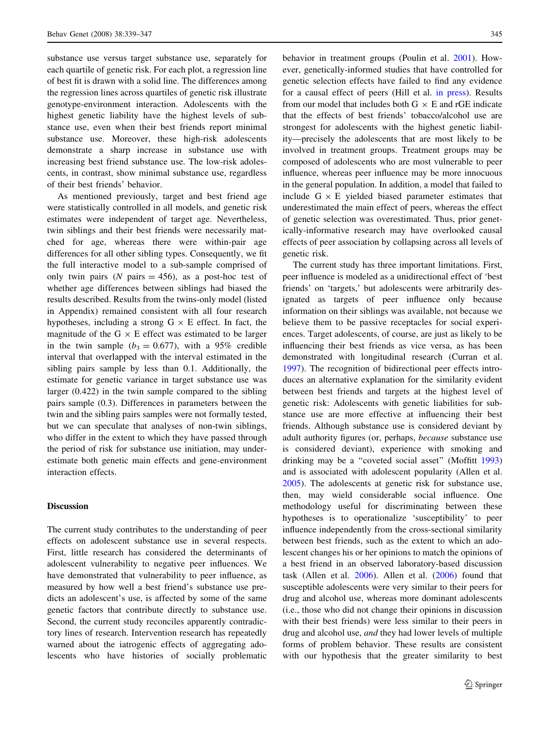substance use versus target substance use, separately for each quartile of genetic risk. For each plot, a regression line of best fit is drawn with a solid line. The differences among the regression lines across quartiles of genetic risk illustrate genotype-environment interaction. Adolescents with the highest genetic liability have the highest levels of substance use, even when their best friends report minimal substance use. Moreover, these high-risk adolescents demonstrate a sharp increase in substance use with increasing best friend substance use. The low-risk adolescents, in contrast, show minimal substance use, regardless of their best friends' behavior.

As mentioned previously, target and best friend age were statistically controlled in all models, and genetic risk estimates were independent of target age. Nevertheless, twin siblings and their best friends were necessarily matched for age, whereas there were within-pair age differences for all other sibling types. Consequently, we fit the full interactive model to a sub-sample comprised of only twin pairs ($N$ pairs = 456), as a post-hoc test of whether age differences between siblings had biased the results described. Results from the twins-only model (listed in Appendix) remained consistent with all four research hypotheses, including a strong G × E effect. In fact, the magnitude of the G × E effect was estimated to be larger in the twin sample ($b_3 = 0.677$), with a 95% credible interval that overlapped with the interval estimated in the sibling pairs sample by less than 0.1. Additionally, the estimate for genetic variance in target substance use was larger (0.422) in the twin sample compared to the sibling pairs sample (0.3). Differences in parameters between the twin and the sibling pairs samples were not formally tested, but we can speculate that analyses of non-twin siblings, who differ in the extent to which they have passed through the period of risk for substance use initiation, may underestimate both genetic main effects and gene-environment interaction effects.

## Discussion

The current study contributes to the understanding of peer effects on adolescent substance use in several respects. First, little research has considered the determinants of adolescent vulnerability to negative peer influences. We have demonstrated that vulnerability to peer influence, as measured by how well a best friend's substance use predicts an adolescent's use, is affected by some of the same genetic factors that contribute directly to substance use. Second, the current study reconciles apparently contradictory lines of research. Intervention research has repeatedly warned about the iatrogenic effects of aggregating adolescents who have histories of socially problematic behavior in treatment groups (Poulin et al. 2001). However, genetically-informed studies that have controlled for genetic selection effects have failed to find any evidence for a causal effect of peers (Hill et al. in press). Results from our model that includes both G × E and rGE indicate that the effects of best friends' tobacco/alcohol use are strongest for adolescents with the highest genetic liability—precisely the adolescents that are most likely to be involved in treatment groups. Treatment groups may be composed of adolescents who are most vulnerable to peer influence, whereas peer influence may be more innocuous in the general population. In addition, a model that failed to include G × E yielded biased parameter estimates that underestimated the main effect of peers, whereas the effect of genetic selection was overestimated. Thus, prior genetically-informative research may have overlooked causal effects of peer association by collapsing across all levels of genetic risk.

The current study has three important limitations. First, peer influence is modeled as a unidirectional effect of 'best friends' on 'targets,' but adolescents were arbitrarily designated as targets of peer influence only because information on their siblings was available, not because we believe them to be passive receptacles for social experiences. Target adolescents, of course, are just as likely to be influencing their best friends as vice versa, as has been demonstrated with longitudinal research (Curran et al. 1997). The recognition of bidirectional peer effects introduces an alternative explanation for the similarity evident between best friends and targets at the highest level of genetic risk: Adolescents with genetic liabilities for substance use are more effective at influencing their best friends. Although substance use is considered deviant by adult authority figures (or, perhaps, *because* substance use is considered deviant), experience with smoking and drinking may be a "coveted social asset" (Moffitt 1993) and is associated with adolescent popularity (Allen et al. 2005). The adolescents at genetic risk for substance use, then, may wield considerable social influence. One methodology useful for discriminating between these hypotheses is to operationalize 'susceptibility' to peer influence independently from the cross-sectional similarity between best friends, such as the extent to which an adolescent changes his or her opinions to match the opinions of a best friend in an observed laboratory-based discussion task (Allen et al. 2006). Allen et al. (2006) found that susceptible adolescents were very similar to their peers for drug and alcohol use, whereas more dominant adolescents (i.e., those who did not change their opinions in discussion with their best friends) were less similar to their peers in drug and alcohol use, *and* they had lower levels of multiple forms of problem behavior. These results are consistent with our hypothesis that the greater similarity to best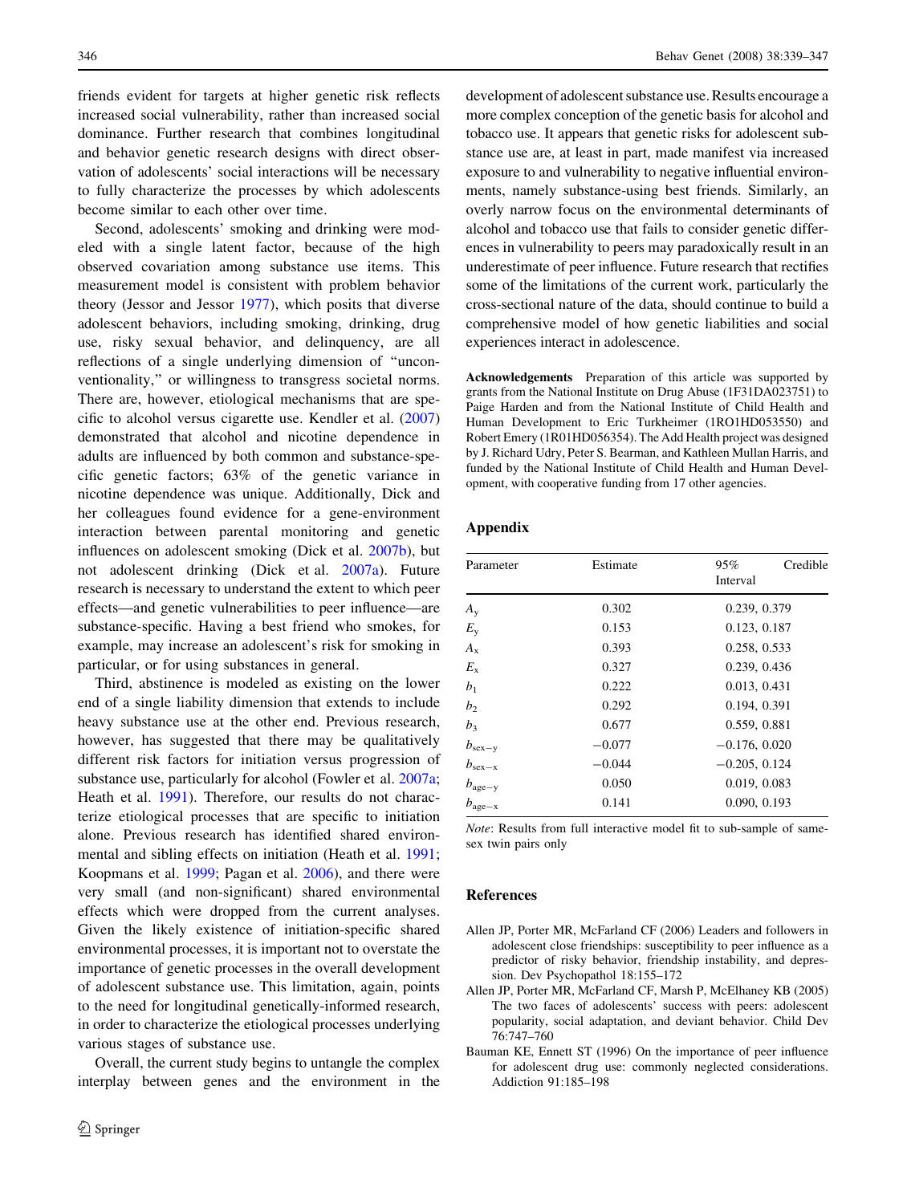friends evident for targets at higher genetic risk reflects increased social vulnerability, rather than increased social dominance. Further research that combines longitudinal and behavior genetic research designs with direct observation of adolescents' social interactions will be necessary to fully characterize the processes by which adolescents become similar to each other over time.

Second, adolescents' smoking and drinking were modeled with a single latent factor, because of the high observed covariation among substance use items. This measurement model is consistent with problem behavior theory (Jessor and Jessor 1977), which posits that diverse adolescent behaviors, including smoking, drinking, drug use, risky sexual behavior, and delinquency, are all reflections of a single underlying dimension of "unconventionality," or willingness to transgress societal norms. There are, however, etiological mechanisms that are specific to alcohol versus cigarette use. Kendler et al. (2007) demonstrated that alcohol and nicotine dependence in adults are influenced by both common and substance-specific genetic factors; 63% of the genetic variance in nicotine dependence was unique. Additionally, Dick and her colleagues found evidence for a gene-environment interaction between parental monitoring and genetic influences on adolescent smoking (Dick et al. 2007b), but not adolescent drinking (Dick et al. 2007a). Future research is necessary to understand the extent to which peer effects—and genetic vulnerabilities to peer influence—are substance-specific. Having a best friend who smokes, for example, may increase an adolescent's risk for smoking in particular, or for using substances in general.

Third, abstinence is modeled as existing on the lower end of a single liability dimension that extends to include heavy substance use at the other end. Previous research, however, has suggested that there may be qualitatively different risk factors for initiation versus progression of substance use, particularly for alcohol (Fowler et al. 2007a; Heath et al. 1991). Therefore, our results do not characterize etiological processes that are specific to initiation alone. Previous research has identified shared environmental and sibling effects on initiation (Heath et al. 1991; Koopmans et al. 1999; Pagan et al. 2006), and there were very small (and non-significant) shared environmental effects which were dropped from the current analyses. Given the likely existence of initiation-specific shared environmental processes, it is important not to overstate the importance of genetic processes in the overall development of adolescent substance use. This limitation, again, points to the need for longitudinal genetically-informed research, in order to characterize the etiological processes underlying various stages of substance use.

Overall, the current study begins to untangle the complex interplay between genes and the environment in the development of adolescent substance use. Results encourage a more complex conception of the genetic basis for alcohol and tobacco use. It appears that genetic risks for adolescent substance use are, at least in part, made manifest via increased exposure to and vulnerability to negative influential environments, namely substance-using best friends. Similarly, an overly narrow focus on the environmental determinants of alcohol and tobacco use that fails to consider genetic differences in vulnerability to peers may paradoxically result in an underestimate of peer influence. Future research that rectifies some of the limitations of the current work, particularly the cross-sectional nature of the data, should continue to build a comprehensive model of how genetic liabilities and social experiences interact in adolescence.

**Acknowledgements** Preparation of this article was supported by grants from the National Institute on Drug Abuse (1F31DA023751) to Paige Harden and from the National Institute of Child Health and Human Development to Eric Turkheimer (1RO1HD053550) and Robert Emery (1R01HD056354). The Add Health project was designed by J. Richard Udry, Peter S. Bearman, and Kathleen Mullan Harris, and funded by the National Institute of Child Health and Human Development, with cooperative funding from 17 other agencies.

## Appendix

| Parameter | Estimate | 95% Credible Interval |
|---|---|---|
| $A_y$ | 0.302 | 0.239, 0.379 |
| $E_y$ | 0.153 | 0.123, 0.187 |
| $A_x$ | 0.393 | 0.258, 0.533 |
| $E_x$ | 0.327 | 0.239, 0.436 |
| $b_1$ | 0.222 | 0.013, 0.431 |
| $b_2$ | 0.292 | 0.194, 0.391 |
| $b_3$ | 0.677 | 0.559, 0.881 |
| $b_{sex-y}$ | −0.077 | −0.176, 0.020 |
| $b_{sex-x}$ | −0.044 | −0.205, 0.124 |
| $b_{age-y}$ | 0.050 | 0.019, 0.083 |
| $b_{age-x}$ | 0.141 | 0.090, 0.193 |

*Note*: Results from full interactive model fit to sub-sample of same-sex twin pairs only

## References

Allen JP, Porter MR, McFarland CF (2006) Leaders and followers in adolescent close friendships: susceptibility to peer influence as a predictor of risky behavior, friendship instability, and depression. Dev Psychopathol 18:155–172

Allen JP, Porter MR, McFarland CF, Marsh P, McElhaney KB (2005) The two faces of adolescents' success with peers: adolescent popularity, social adaptation, and deviant behavior. Child Dev 76:747–760

Bauman KE, Ennett ST (1996) On the importance of peer influence for adolescent drug use: commonly neglected considerations. Addiction 91:185–198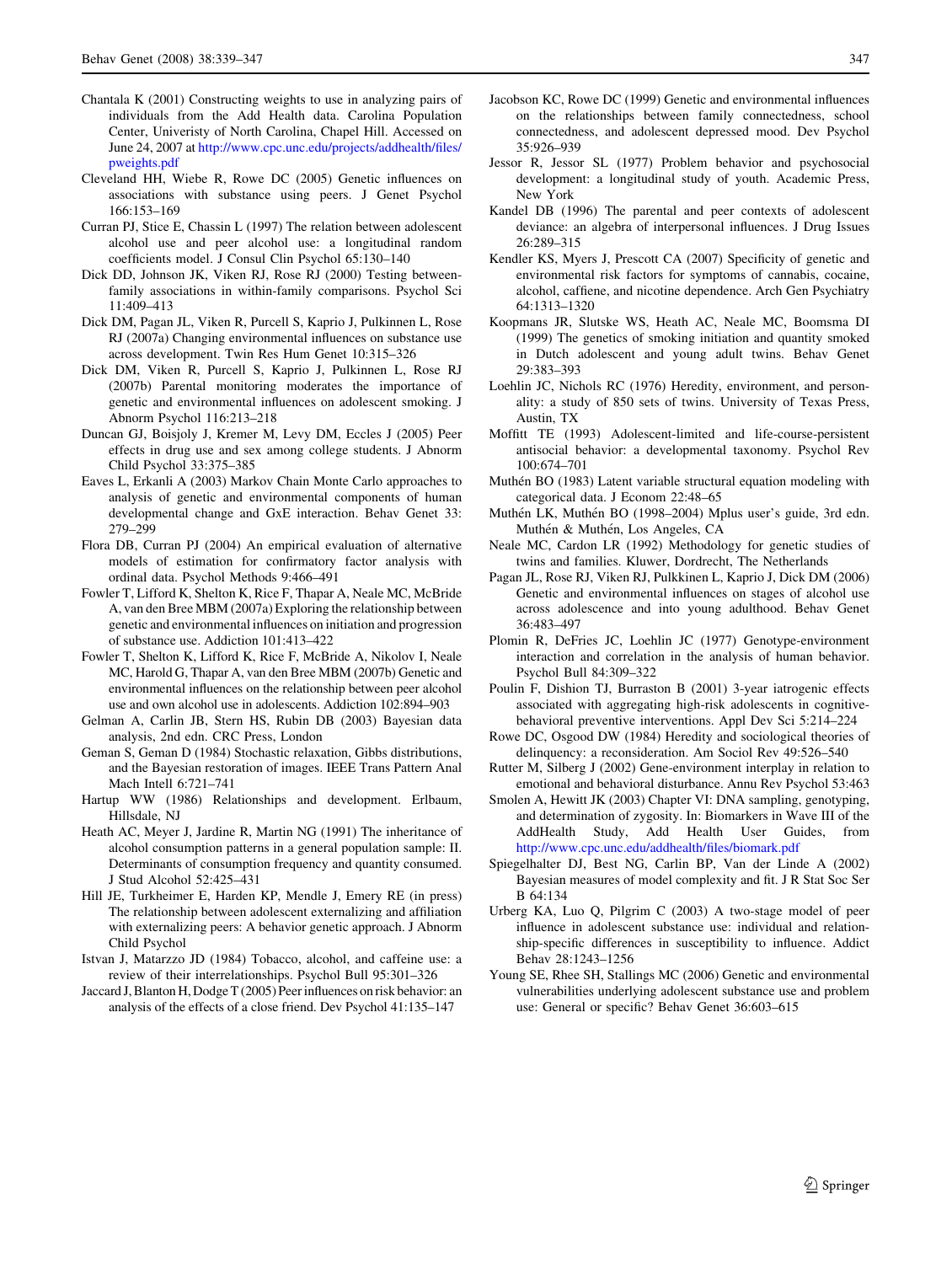Chantala K (2001) Constructing weights to use in analyzing pairs of individuals from the Add Health data. Carolina Population Center, Univeristy of North Carolina, Chapel Hill. Accessed on June 24, 2007 at http://www.cpc.unc.edu/projects/addhealth/files/pweights.pdf

Cleveland HH, Wiebe R, Rowe DC (2005) Genetic influences on associations with substance using peers. J Genet Psychol 166:153–169

Curran PJ, Stice E, Chassin L (1997) The relation between adolescent alcohol use and peer alcohol use: a longitudinal random coefficients model. J Consul Clin Psychol 65:130–140

Dick DD, Johnson JK, Viken RJ, Rose RJ (2000) Testing between-family associations in within-family comparisons. Psychol Sci 11:409–413

Dick DM, Pagan JL, Viken R, Purcell S, Kaprio J, Pulkinnen L, Rose RJ (2007a) Changing environmental influences on substance use across development. Twin Res Hum Genet 10:315–326

Dick DM, Viken R, Purcell S, Kaprio J, Pulkinnen L, Rose RJ (2007b) Parental monitoring moderates the importance of genetic and environmental influences on adolescent smoking. J Abnorm Psychol 116:213–218

Duncan GJ, Boisjoly J, Kremer M, Levy DM, Eccles J (2005) Peer effects in drug use and sex among college students. J Abnorm Child Psychol 33:375–385

Eaves L, Erkanli A (2003) Markov Chain Monte Carlo approaches to analysis of genetic and environmental components of human developmental change and GxE interaction. Behav Genet 33: 279–299

Flora DB, Curran PJ (2004) An empirical evaluation of alternative models of estimation for confirmatory factor analysis with ordinal data. Psychol Methods 9:466–491

Fowler T, Lifford K, Shelton K, Rice F, Thapar A, Neale MC, McBride A, van den Bree MBM (2007a) Exploring the relationship between genetic and environmental influences on initiation and progression of substance use. Addiction 101:413–422

Fowler T, Shelton K, Lifford K, Rice F, McBride A, Nikolov I, Neale MC, Harold G, Thapar A, van den Bree MBM (2007b) Genetic and environmental influences on the relationship between peer alcohol use and own alcohol use in adolescents. Addiction 102:894–903

Gelman A, Carlin JB, Stern HS, Rubin DB (2003) Bayesian data analysis, 2nd edn. CRC Press, London

Geman S, Geman D (1984) Stochastic relaxation, Gibbs distributions, and the Bayesian restoration of images. IEEE Trans Pattern Anal Mach Intell 6:721–741

Hartup WW (1986) Relationships and development. Erlbaum, Hillsdale, NJ

Heath AC, Meyer J, Jardine R, Martin NG (1991) The inheritance of alcohol consumption patterns in a general population sample: II. Determinants of consumption frequency and quantity consumed. J Stud Alcohol 52:425–431

Hill JE, Turkheimer E, Harden KP, Mendle J, Emery RE (in press) The relationship between adolescent externalizing and affiliation with externalizing peers: A behavior genetic approach. J Abnorm Child Psychol

Istvan J, Matarzzo JD (1984) Tobacco, alcohol, and caffeine use: a review of their interrelationships. Psychol Bull 95:301–326

Jaccard J, Blanton H, Dodge T (2005) Peer influences on risk behavior: an analysis of the effects of a close friend. Dev Psychol 41:135–147

Jacobson KC, Rowe DC (1999) Genetic and environmental influences on the relationships between family connectedness, school connectedness, and adolescent depressed mood. Dev Psychol 35:926–939

Jessor R, Jessor SL (1977) Problem behavior and psychosocial development: a longitudinal study of youth. Academic Press, New York

Kandel DB (1996) The parental and peer contexts of adolescent deviance: an algebra of interpersonal influences. J Drug Issues 26:289–315

Kendler KS, Myers J, Prescott CA (2007) Specificity of genetic and environmental risk factors for symptoms of cannabis, cocaine, alcohol, caffiene, and nicotine dependence. Arch Gen Psychiatry 64:1313–1320

Koopmans JR, Slutske WS, Heath AC, Neale MC, Boomsma DI (1999) The genetics of smoking initiation and quantity smoked in Dutch adolescent and young adult twins. Behav Genet 29:383–393

Loehlin JC, Nichols RC (1976) Heredity, environment, and personality: a study of 850 sets of twins. University of Texas Press, Austin, TX

Moffitt TE (1993) Adolescent-limited and life-course-persistent antisocial behavior: a developmental taxonomy. Psychol Rev 100:674–701

Muthén BO (1983) Latent variable structural equation modeling with categorical data. J Econom 22:48–65

Muthén LK, Muthén BO (1998–2004) Mplus user's guide, 3rd edn. Muthén & Muthén, Los Angeles, CA

Neale MC, Cardon LR (1992) Methodology for genetic studies of twins and families. Kluwer, Dordrecht, The Netherlands

Pagan JL, Rose RJ, Viken RJ, Pulkkinen L, Kaprio J, Dick DM (2006) Genetic and environmental influences on stages of alcohol use across adolescence and into young adulthood. Behav Genet 36:483–497

Plomin R, DeFries JC, Loehlin JC (1977) Genotype-environment interaction and correlation in the analysis of human behavior. Psychol Bull 84:309–322

Poulin F, Dishion TJ, Burraston B (2001) 3-year iatrogenic effects associated with aggregating high-risk adolescents in cognitive-behavioral preventive interventions. Appl Dev Sci 5:214–224

Rowe DC, Osgood DW (1984) Heredity and sociological theories of delinquency: a reconsideration. Am Sociol Rev 49:526–540

Rutter M, Silberg J (2002) Gene-environment interplay in relation to emotional and behavioral disturbance. Annu Rev Psychol 53:463

Smolen A, Hewitt JK (2003) Chapter VI: DNA sampling, genotyping, and determination of zygosity. In: Biomarkers in Wave III of the AddHealth Study, Add Health User Guides, from http://www.cpc.unc.edu/addhealth/files/biomark.pdf

Spiegelhalter DJ, Best NG, Carlin BP, Van der Linde A (2002) Bayesian measures of model complexity and fit. J R Stat Soc Ser B 64:134

Urberg KA, Luo Q, Pilgrim C (2003) A two-stage model of peer influence in adolescent substance use: individual and relationship-specific differences in susceptibility to influence. Addict Behav 28:1243–1256

Young SE, Rhee SH, Stallings MC (2006) Genetic and environmental vulnerabilities underlying adolescent substance use and problem use: General or specific? Behav Genet 36:603–615